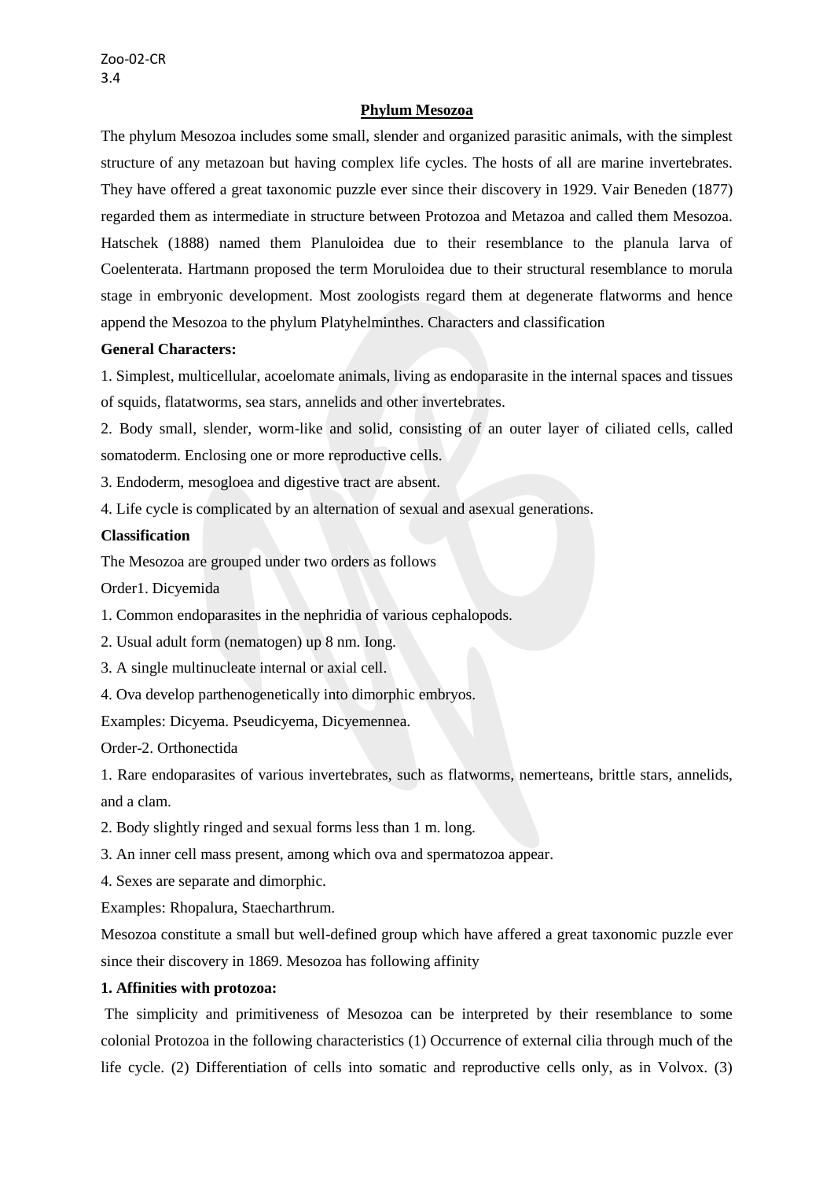Zoo-02-CR
3.4

## Phylum Mesozoa

The phylum Mesozoa includes some small, slender and organized parasitic animals, with the simplest structure of any metazoan but having complex life cycles. The hosts of all are marine invertebrates. They have offered a great taxonomic puzzle ever since their discovery in 1929. Vair Beneden (1877) regarded them as intermediate in structure between Protozoa and Metazoa and called them Mesozoa. Hatschek (1888) named them Planuloidea due to their resemblance to the planula larva of Coelenterata. Hartmann proposed the term Moruloidea due to their structural resemblance to morula stage in embryonic development. Most zoologists regard them at degenerate flatworms and hence append the Mesozoa to the phylum Platyhelminthes. Characters and classification

**General Characters:**

1. Simplest, multicellular, acoelomate animals, living as endoparasite in the internal spaces and tissues of squids, flatatworms, sea stars, annelids and other invertebrates.

2. Body small, slender, worm-like and solid, consisting of an outer layer of ciliated cells, called somatoderm. Enclosing one or more reproductive cells.

3. Endoderm, mesogloea and digestive tract are absent.

4. Life cycle is complicated by an alternation of sexual and asexual generations.

**Classification**

The Mesozoa are grouped under two orders as follows

Order1. Dicyemida

1. Common endoparasites in the nephridia of various cephalopods.

2. Usual adult form (nematogen) up 8 nm. Iong.

3. A single multinucleate internal or axial cell.

4. Ova develop parthenogenetically into dimorphic embryos.

Examples: Dicyema. Pseudicyema, Dicyemennea.

Order-2. Orthonectida

1. Rare endoparasites of various invertebrates, such as flatworms, nemerteans, brittle stars, annelids, and a clam.

2. Body slightly ringed and sexual forms less than 1 m. long.

3. An inner cell mass present, among which ova and spermatozoa appear.

4. Sexes are separate and dimorphic.

Examples: Rhopalura, Staecharthrum.

Mesozoa constitute a small but well-defined group which have affered a great taxonomic puzzle ever since their discovery in 1869. Mesozoa has following affinity

**1. Affinities with protozoa:**

The simplicity and primitiveness of Mesozoa can be interpreted by their resemblance to some colonial Protozoa in the following characteristics (1) Occurrence of external cilia through much of the life cycle. (2) Differentiation of cells into somatic and reproductive cells only, as in Volvox. (3)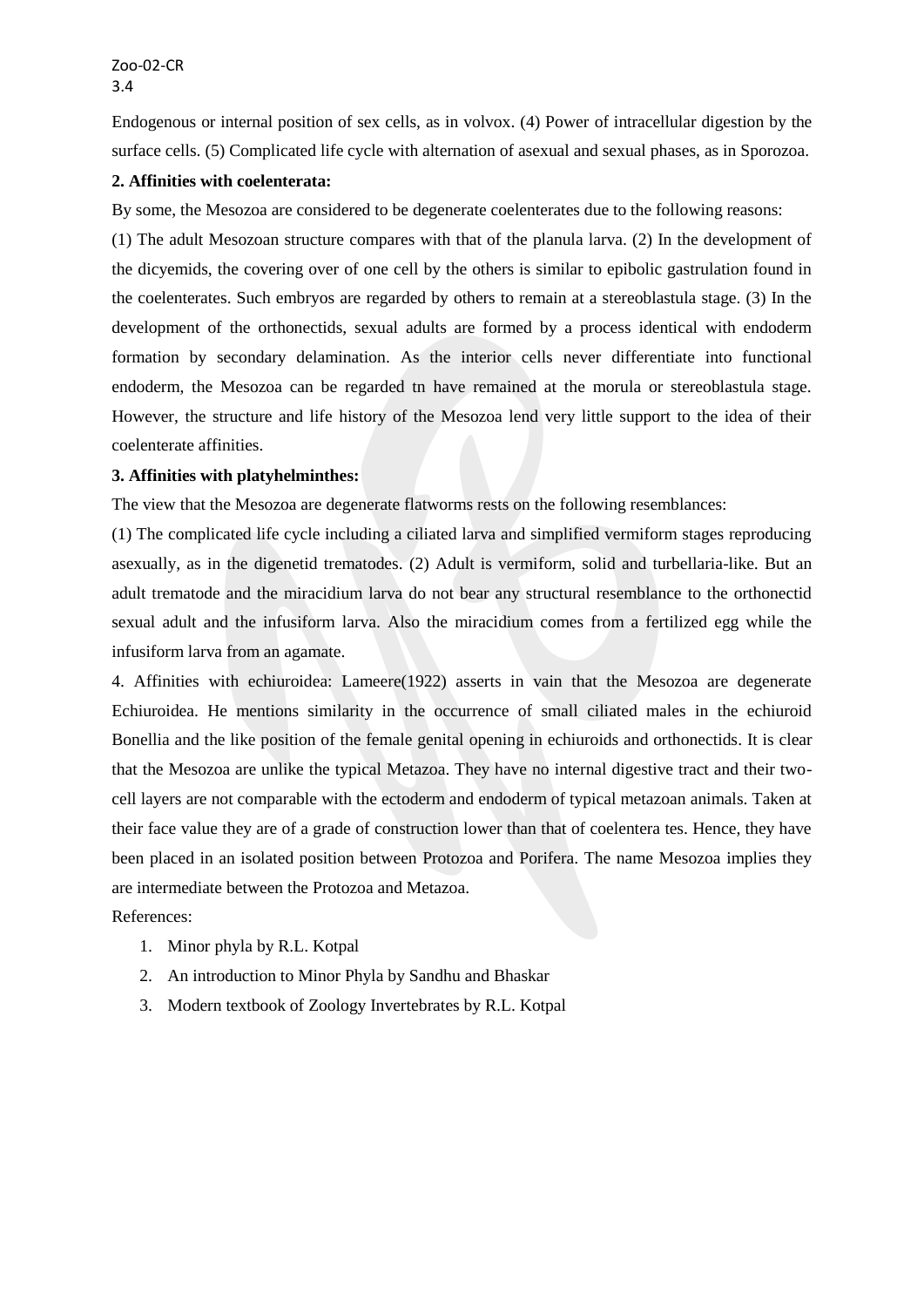Endogenous or internal position of sex cells, as in volvox. (4) Power of intracellular digestion by the surface cells. (5) Complicated life cycle with alternation of asexual and sexual phases, as in Sporozoa.

**2. Affinities with coelenterata:**

By some, the Mesozoa are considered to be degenerate coelenterates due to the following reasons:

(1) The adult Mesozoan structure compares with that of the planula larva. (2) In the development of the dicyemids, the covering over of one cell by the others is similar to epibolic gastrulation found in the coelenterates. Such embryos are regarded by others to remain at a stereoblastula stage. (3) In the development of the orthonectids, sexual adults are formed by a process identical with endoderm formation by secondary delamination. As the interior cells never differentiate into functional endoderm, the Mesozoa can be regarded tn have remained at the morula or stereoblastula stage. However, the structure and life history of the Mesozoa lend very little support to the idea of their coelenterate affinities.

**3. Affinities with platyhelminthes:**

The view that the Mesozoa are degenerate flatworms rests on the following resemblances:

(1) The complicated life cycle including a ciliated larva and simplified vermiform stages reproducing asexually, as in the digenetid trematodes. (2) Adult is vermiform, solid and turbellaria-like. But an adult trematode and the miracidium larva do not bear any structural resemblance to the orthonectid sexual adult and the infusiform larva. Also the miracidium comes from a fertilized egg while the infusiform larva from an agamate.

4. Affinities with echiuroidea: Lameere(1922) asserts in vain that the Mesozoa are degenerate Echiuroidea. He mentions similarity in the occurrence of small ciliated males in the echiuroid Bonellia and the like position of the female genital opening in echiuroids and orthonectids. It is clear that the Mesozoa are unlike the typical Metazoa. They have no internal digestive tract and their two-cell layers are not comparable with the ectoderm and endoderm of typical metazoan animals. Taken at their face value they are of a grade of construction lower than that of coelentera tes. Hence, they have been placed in an isolated position between Protozoa and Porifera. The name Mesozoa implies they are intermediate between the Protozoa and Metazoa.

References:

1. Minor phyla by R.L. Kotpal
2. An introduction to Minor Phyla by Sandhu and Bhaskar
3. Modern textbook of Zoology Invertebrates by R.L. Kotpal